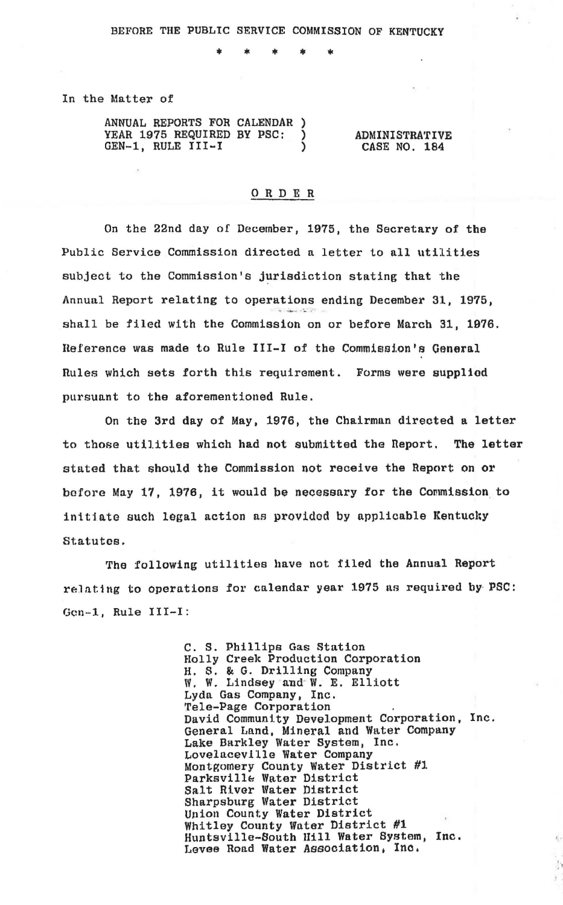BEFORE THE PUBLIC SERVICE COMMISSION OF KENTUCKY

\* \* \* \* \*

In the Matter of

| | |
|---|---|
| ANNUAL REPORTS FOR CALENDAR YEAR 1975 REQUIRED BY PSC: GEN-1, RULE III-I | ADMINISTRATIVE CASE NO. 184 |

## O R D E R

On the 22nd day of December, 1975, the Secretary of the Public Service Commission directed a letter to all utilities subject to the Commission's jurisdiction stating that the Annual Report relating to operations ending December 31, 1975, shall be filed with the Commission on or before March 31, 1976. Reference was made to Rule III-I of the Commission's General Rules which sets forth this requirement. Forms were supplied pursuant to the aforementioned Rule.

On the 3rd day of May, 1976, the Chairman directed a letter to those utilities which had not submitted the Report. The letter stated that should the Commission not receive the Report on or before May 17, 1976, it would be necessary for the Commission to initiate such legal action as provided by applicable Kentucky Statutes.

The following utilities have not filed the Annual Report relating to operations for calendar year 1975 as required by PSC: Gen-1, Rule III-I:

C. S. Phillips Gas Station  
Holly Creek Production Corporation  
H. S. & G. Drilling Company  
W. W. Lindsey and W. E. Elliott  
Lyda Gas Company, Inc.  
Tele-Page Corporation  
David Community Development Corporation, Inc.  
General Land, Mineral and Water Company  
Lake Barkley Water System, Inc.  
Lovelaceville Water Company  
Montgomery County Water District #1  
Parksville Water District  
Salt River Water District  
Sharpsburg Water District  
Union County Water District  
Whitley County Water District #1  
Huntsville-South Hill Water System, Inc.  
Levee Road Water Association, Inc.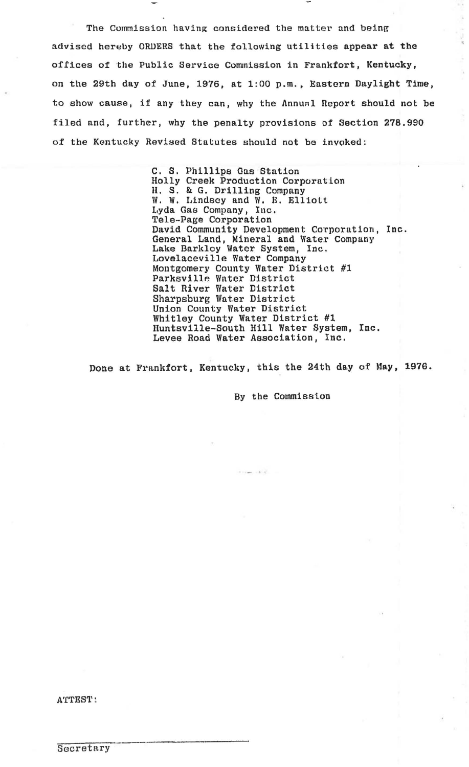The Commission having considered the matter and being advised hereby ORDERS that the following utilities appear at the offices of the Public Service Commission in Frankfort, Kentucky, on the 29th day of June, 1976, at 1:00 p.m., Eastern Daylight Time, to show cause, if any they can, why the Annual Report should not be filed and, further, why the penalty provisions of Section 278.990 of the Kentucky Revised Statutes should not be invoked:

C. S. Phillips Gas Station
Holly Creek Production Corporation
H. S. & G. Drilling Company
W. W. Lindsey and W. E. Elliott
Lyda Gas Company, Inc.
Tele-Page Corporation
David Community Development Corporation, Inc.
General Land, Mineral and Water Company
Lake Barkley Water System, Inc.
Lovelaceville Water Company
Montgomery County Water District #1
Parksville Water District
Salt River Water District
Sharpsburg Water District
Union County Water District
Whitley County Water District #1
Huntsville-South Hill Water System, Inc.
Levee Road Water Association, Inc.

Done at Frankfort, Kentucky, this the 24th day of May, 1976.

By the Commission

ATTEST:

Secretary